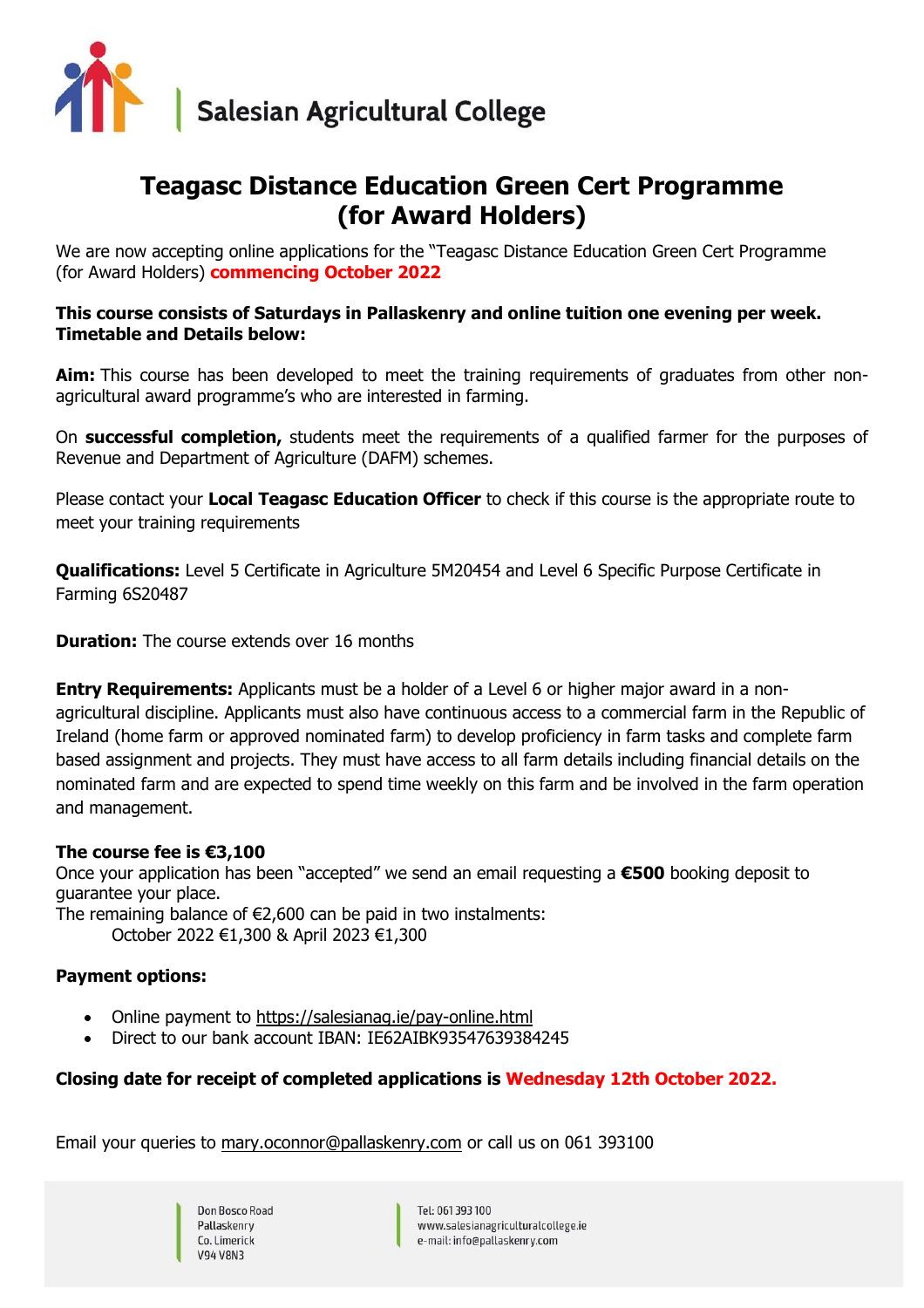Salesian Agricultural College

# Teagasc Distance Education Green Cert Programme (for Award Holders)

We are now accepting online applications for the "Teagasc Distance Education Green Cert Programme (for Award Holders) **commencing October 2022**

**This course consists of Saturdays in Pallaskenry and online tuition one evening per week. Timetable and Details below:**

**Aim:** This course has been developed to meet the training requirements of graduates from other non-agricultural award programme's who are interested in farming.

On **successful completion,** students meet the requirements of a qualified farmer for the purposes of Revenue and Department of Agriculture (DAFM) schemes.

Please contact your **Local Teagasc Education Officer** to check if this course is the appropriate route to meet your training requirements

**Qualifications:** Level 5 Certificate in Agriculture 5M20454 and Level 6 Specific Purpose Certificate in Farming 6S20487

**Duration:** The course extends over 16 months

**Entry Requirements:** Applicants must be a holder of a Level 6 or higher major award in a non-agricultural discipline. Applicants must also have continuous access to a commercial farm in the Republic of Ireland (home farm or approved nominated farm) to develop proficiency in farm tasks and complete farm based assignment and projects. They must have access to all farm details including financial details on the nominated farm and are expected to spend time weekly on this farm and be involved in the farm operation and management.

**The course fee is €3,100**

Once your application has been "accepted" we send an email requesting a **€500** booking deposit to guarantee your place.

The remaining balance of €2,600 can be paid in two instalments:

October 2022 €1,300 & April 2023 €1,300

**Payment options:**

- Online payment to https://salesianag.ie/pay-online.html
- Direct to our bank account IBAN: IE62AIBK93547639384245

**Closing date for receipt of completed applications is Wednesday 12th October 2022.**

Email your queries to mary.oconnor@pallaskenry.com or call us on 061 393100

Don Bosco Road
Pallaskenry
Co. Limerick
V94 V8N3

Tel: 061 393 100
www.salesianagriculturalcollege.ie
e-mail: info@pallaskenry.com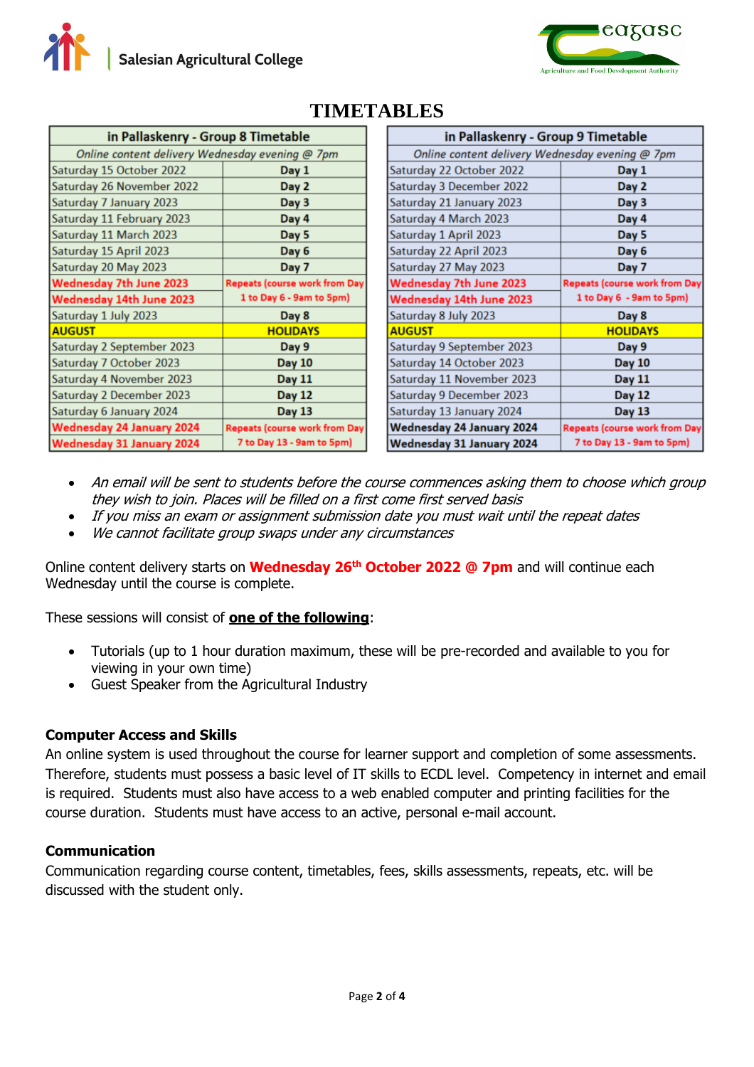# TIMETABLES

| in Pallaskenry - Group 8 Timetable | |
|---|---|
| *Online content delivery Wednesday evening @ 7pm* | |
| Saturday 15 October 2022 | **Day 1** |
| Saturday 26 November 2022 | **Day 2** |
| Saturday 7 January 2023 | **Day 3** |
| Saturday 11 February 2023 | **Day 4** |
| Saturday 11 March 2023 | **Day 5** |
| Saturday 15 April 2023 | **Day 6** |
| Saturday 20 May 2023 | **Day 7** |
| **Wednesday 7th June 2023** | **Repeats (course work from Day 1 to Day 6 - 9am to 5pm)** |
| **Wednesday 14th June 2023** | |
| Saturday 1 July 2023 | **Day 8** |
| **AUGUST** | **HOLIDAYS** |
| Saturday 2 September 2023 | **Day 9** |
| Saturday 7 October 2023 | **Day 10** |
| Saturday 4 November 2023 | **Day 11** |
| Saturday 2 December 2023 | **Day 12** |
| Saturday 6 January 2024 | **Day 13** |
| **Wednesday 24 January 2024** | **Repeats (course work from Day 7 to Day 13 - 9am to 5pm)** |
| **Wednesday 31 January 2024** | |

| in Pallaskenry - Group 9 Timetable | |
|---|---|
| *Online content delivery Wednesday evening @ 7pm* | |
| Saturday 22 October 2022 | **Day 1** |
| Saturday 3 December 2022 | **Day 2** |
| Saturday 21 January 2023 | **Day 3** |
| Saturday 4 March 2023 | **Day 4** |
| Saturday 1 April 2023 | **Day 5** |
| Saturday 22 April 2023 | **Day 6** |
| Saturday 27 May 2023 | **Day 7** |
| **Wednesday 7th June 2023** | **Repeats (course work from Day 1 to Day 6 - 9am to 5pm)** |
| **Wednesday 14th June 2023** | |
| Saturday 8 July 2023 | **Day 8** |
| **AUGUST** | **HOLIDAYS** |
| Saturday 9 September 2023 | **Day 9** |
| Saturday 14 October 2023 | **Day 10** |
| Saturday 11 November 2023 | **Day 11** |
| Saturday 9 December 2023 | **Day 12** |
| Saturday 13 January 2024 | **Day 13** |
| **Wednesday 24 January 2024** | **Repeats (course work from Day 7 to Day 13 - 9am to 5pm)** |
| **Wednesday 31 January 2024** | |

- *An email will be sent to students before the course commences asking them to choose which group they wish to join. Places will be filled on a first come first served basis*
- *If you miss an exam or assignment submission date you must wait until the repeat dates*
- *We cannot facilitate group swaps under any circumstances*

Online content delivery starts on **Wednesday 26th October 2022 @ 7pm** and will continue each Wednesday until the course is complete.

These sessions will consist of **one of the following**:

- Tutorials (up to 1 hour duration maximum, these will be pre-recorded and available to you for viewing in your own time)
- Guest Speaker from the Agricultural Industry

### Computer Access and Skills

An online system is used throughout the course for learner support and completion of some assessments. Therefore, students must possess a basic level of IT skills to ECDL level. Competency in internet and email is required. Students must also have access to a web enabled computer and printing facilities for the course duration. Students must have access to an active, personal e-mail account.

### Communication

Communication regarding course content, timetables, fees, skills assessments, repeats, etc. will be discussed with the student only.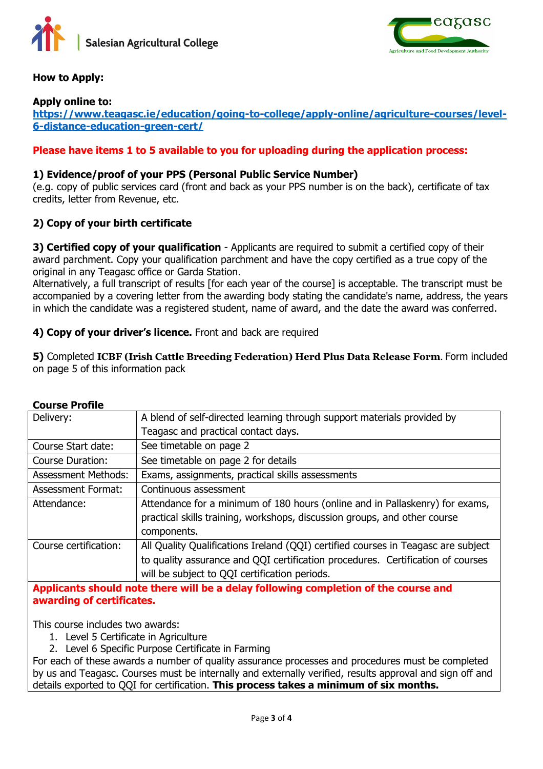**How to Apply:**

**Apply online to:**
**https://www.teagasc.ie/education/going-to-college/apply-online/agriculture-courses/level-6-distance-education-green-cert/**

**Please have items 1 to 5 available to you for uploading during the application process:**

**1) Evidence/proof of your PPS (Personal Public Service Number)**
(e.g. copy of public services card (front and back as your PPS number is on the back), certificate of tax credits, letter from Revenue, etc.

**2) Copy of your birth certificate**

**3) Certified copy of your qualification** - Applicants are required to submit a certified copy of their award parchment. Copy your qualification parchment and have the copy certified as a true copy of the original in any Teagasc office or Garda Station.
Alternatively, a full transcript of results [for each year of the course] is acceptable. The transcript must be accompanied by a covering letter from the awarding body stating the candidate's name, address, the years in which the candidate was a registered student, name of award, and the date the award was conferred.

**4) Copy of your driver's licence.** Front and back are required

**5)** Completed **ICBF (Irish Cattle Breeding Federation) Herd Plus Data Release Form**. Form included on page 5 of this information pack

**Course Profile**

| | |
|---|---|
| Delivery: | A blend of self-directed learning through support materials provided by Teagasc and practical contact days. |
| Course Start date: | See timetable on page 2 |
| Course Duration: | See timetable on page 2 for details |
| Assessment Methods: | Exams, assignments, practical skills assessments |
| Assessment Format: | Continuous assessment |
| Attendance: | Attendance for a minimum of 180 hours (online and in Pallaskenry) for exams, practical skills training, workshops, discussion groups, and other course components. |
| Course certification: | All Quality Qualifications Ireland (QQI) certified courses in Teagasc are subject to quality assurance and QQI certification procedures. Certification of courses will be subject to QQI certification periods. |

**Applicants should note there will be a delay following completion of the course and awarding of certificates.**

This course includes two awards:

1. Level 5 Certificate in Agriculture
2. Level 6 Specific Purpose Certificate in Farming

For each of these awards a number of quality assurance processes and procedures must be completed by us and Teagasc. Courses must be internally and externally verified, results approval and sign off and details exported to QQI for certification. **This process takes a minimum of six months.**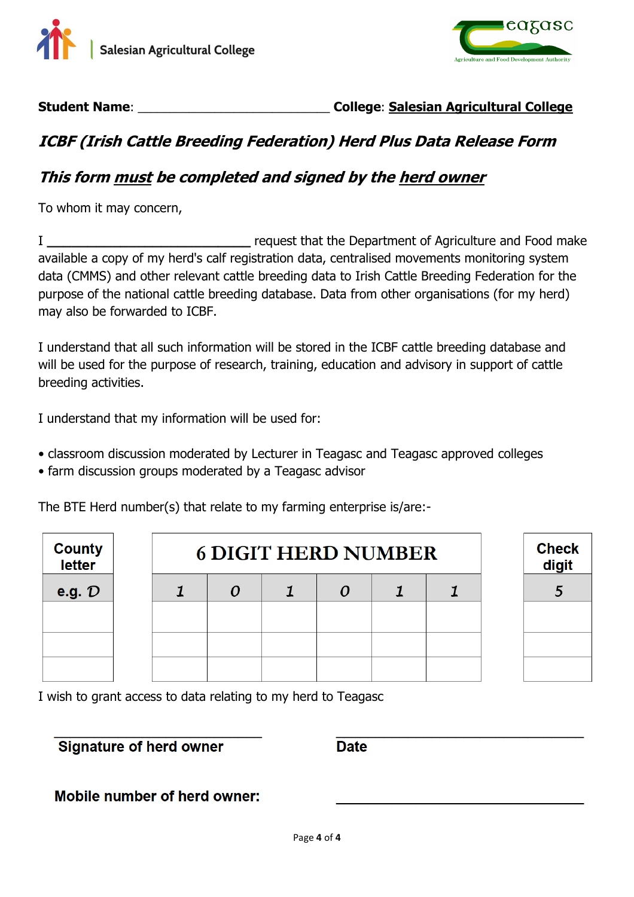Salesian Agricultural College

teagasc
Agriculture and Food Development Authority

**Student Name**: ____________________________ **College**: **Salesian Agricultural College**

## *ICBF (Irish Cattle Breeding Federation) Herd Plus Data Release Form*

## *This form must be completed and signed by the herd owner*

To whom it may concern,

I ______________________________ request that the Department of Agriculture and Food make available a copy of my herd's calf registration data, centralised movements monitoring system data (CMMS) and other relevant cattle breeding data to Irish Cattle Breeding Federation for the purpose of the national cattle breeding database. Data from other organisations (for my herd) may also be forwarded to ICBF.

I understand that all such information will be stored in the ICBF cattle breeding database and will be used for the purpose of research, training, education and advisory in support of cattle breeding activities.

I understand that my information will be used for:

- classroom discussion moderated by Lecturer in Teagasc and Teagasc approved colleges
- farm discussion groups moderated by a Teagasc advisor

The BTE Herd number(s) that relate to my farming enterprise is/are:-

| County letter | 6 DIGIT HERD NUMBER | | | | | | Check digit |
|---|---|---|---|---|---|---|---|
| e.g. D | 1 | 0 | 1 | 0 | 1 | 1 | 5 |
| | | | | | | | |
| | | | | | | | |
| | | | | | | | |

I wish to grant access to data relating to my herd to Teagasc

______________________________ ______________________________
**Signature of herd owner** **Date**

**Mobile number of herd owner:** ______________________________